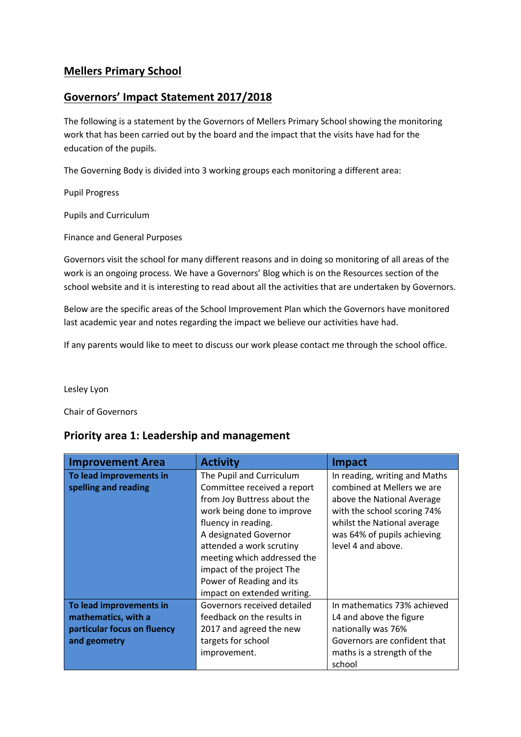## Mellers Primary School

## Governors' Impact Statement 2017/2018

The following is a statement by the Governors of Mellers Primary School showing the monitoring work that has been carried out by the board and the impact that the visits have had for the education of the pupils.

The Governing Body is divided into 3 working groups each monitoring a different area:

Pupil Progress

Pupils and Curriculum

Finance and General Purposes

Governors visit the school for many different reasons and in doing so monitoring of all areas of the work is an ongoing process. We have a Governors' Blog which is on the Resources section of the school website and it is interesting to read about all the activities that are undertaken by Governors.

Below are the specific areas of the School Improvement Plan which the Governors have monitored last academic year and notes regarding the impact we believe our activities have had.

If any parents would like to meet to discuss our work please contact me through the school office.

Lesley Lyon

Chair of Governors

### Priority area 1: Leadership and management

| Improvement Area | Activity | Impact |
|---|---|---|
| **To lead improvements in spelling and reading** | The Pupil and Curriculum Committee received a report from Joy Buttress about the work being done to improve fluency in reading. A designated Governor attended a work scrutiny meeting which addressed the impact of the project The Power of Reading and its impact on extended writing. | In reading, writing and Maths combined at Mellers we are above the National Average with the school scoring 74% whilst the National average was 64% of pupils achieving level 4 and above. |
| **To lead improvements in mathematics, with a particular focus on fluency and geometry** | Governors received detailed feedback on the results in 2017 and agreed the new targets for school improvement. | In mathematics 73% achieved L4 and above the figure nationally was 76% Governors are confident that maths is a strength of the school |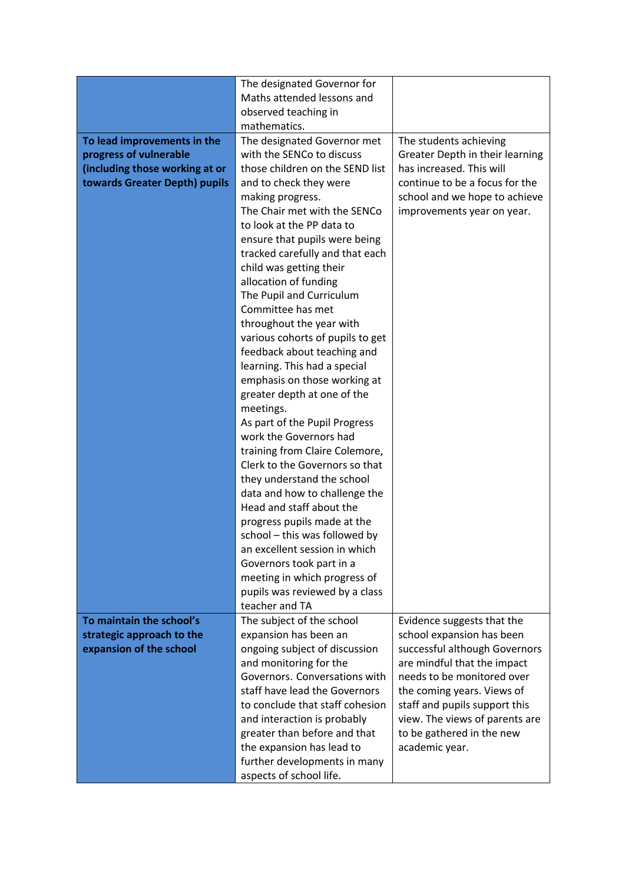| | | |
|---|---|---|
| | The designated Governor for Maths attended lessons and observed teaching in mathematics. | |
| **To lead improvements in the progress of vulnerable (including those working at or towards Greater Depth) pupils** | The designated Governor met with the SENCo to discuss those children on the SEND list and to check they were making progress.<br>The Chair met with the SENCo to look at the PP data to ensure that pupils were being tracked carefully and that each child was getting their allocation of funding<br>The Pupil and Curriculum Committee has met throughout the year with various cohorts of pupils to get feedback about teaching and learning. This had a special emphasis on those working at greater depth at one of the meetings.<br>As part of the Pupil Progress work the Governors had training from Claire Colemore, Clerk to the Governors so that they understand the school data and how to challenge the Head and staff about the progress pupils made at the school – this was followed by an excellent session in which Governors took part in a meeting in which progress of pupils was reviewed by a class teacher and TA | The students achieving Greater Depth in their learning has increased. This will continue to be a focus for the school and we hope to achieve improvements year on year. |
| **To maintain the school's strategic approach to the expansion of the school** | The subject of the school expansion has been an ongoing subject of discussion and monitoring for the Governors. Conversations with staff have lead the Governors to conclude that staff cohesion and interaction is probably greater than before and that the expansion has lead to further developments in many aspects of school life. | Evidence suggests that the school expansion has been successful although Governors are mindful that the impact needs to be monitored over the coming years. Views of staff and pupils support this view. The views of parents are to be gathered in the new academic year. |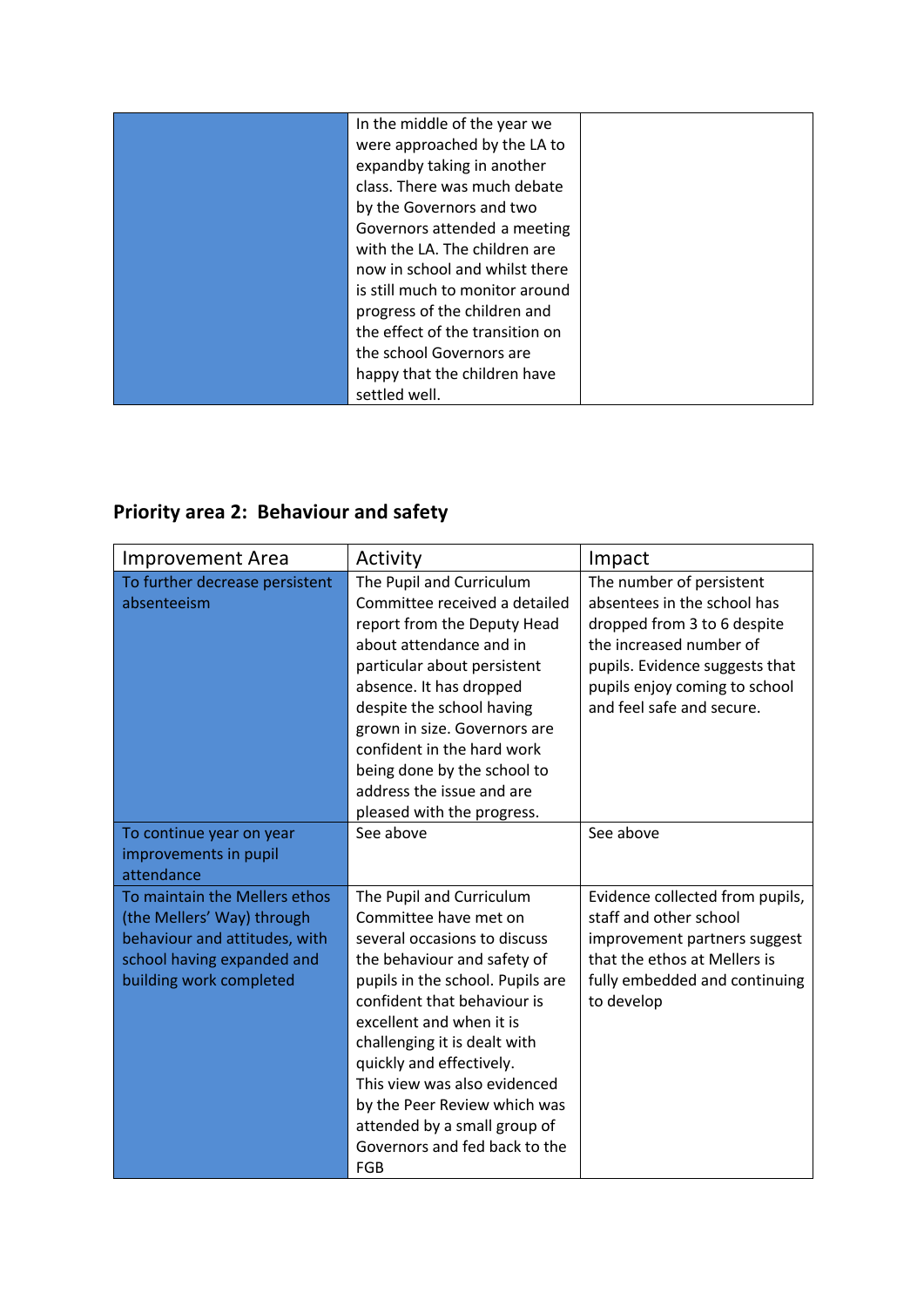| | | |
|---|---|---|
| | In the middle of the year we were approached by the LA to expandby taking in another class. There was much debate by the Governors and two Governors attended a meeting with the LA. The children are now in school and whilst there is still much to monitor around progress of the children and the effect of the transition on the school Governors are happy that the children have settled well. | |

## Priority area 2: Behaviour and safety

| Improvement Area | Activity | Impact |
|---|---|---|
| To further decrease persistent absenteeism | The Pupil and Curriculum Committee received a detailed report from the Deputy Head about attendance and in particular about persistent absence. It has dropped despite the school having grown in size. Governors are confident in the hard work being done by the school to address the issue and are pleased with the progress. | The number of persistent absentees in the school has dropped from 3 to 6 despite the increased number of pupils. Evidence suggests that pupils enjoy coming to school and feel safe and secure. |
| To continue year on year improvements in pupil attendance | See above | See above |
| To maintain the Mellers ethos (the Mellers' Way) through behaviour and attitudes, with school having expanded and building work completed | The Pupil and Curriculum Committee have met on several occasions to discuss the behaviour and safety of pupils in the school. Pupils are confident that behaviour is excellent and when it is challenging it is dealt with quickly and effectively. This view was also evidenced by the Peer Review which was attended by a small group of Governors and fed back to the FGB | Evidence collected from pupils, staff and other school improvement partners suggest that the ethos at Mellers is fully embedded and continuing to develop |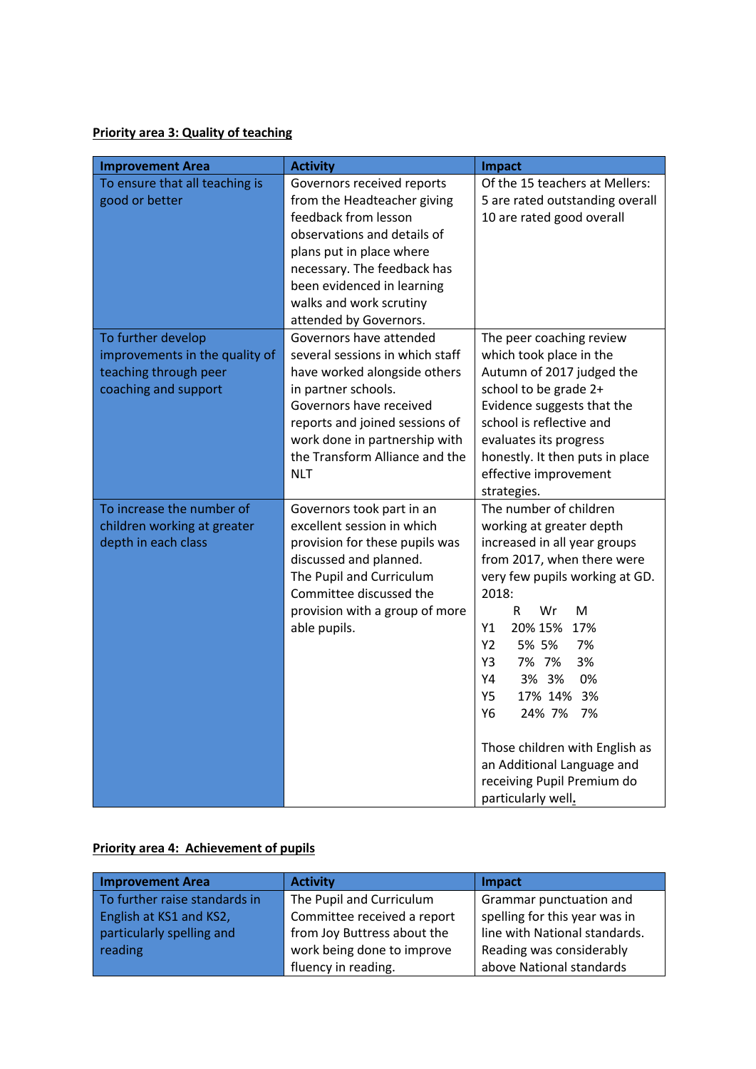**Priority area 3: Quality of teaching**

| Improvement Area | Activity | Impact |
|---|---|---|
| To ensure that all teaching is good or better | Governors received reports from the Headteacher giving feedback from lesson observations and details of plans put in place where necessary. The feedback has been evidenced in learning walks and work scrutiny attended by Governors. | Of the 15 teachers at Mellers:<br>5 are rated outstanding overall<br>10 are rated good overall |
| To further develop improvements in the quality of teaching through peer coaching and support | Governors have attended several sessions in which staff have worked alongside others in partner schools.<br>Governors have received reports and joined sessions of work done in partnership with the Transform Alliance and the NLT | The peer coaching review which took place in the Autumn of 2017 judged the school to be grade 2+<br>Evidence suggests that the school is reflective and evaluates its progress honestly. It then puts in place effective improvement strategies. |
| To increase the number of children working at greater depth in each class | Governors took part in an excellent session in which provision for these pupils was discussed and planned.<br>The Pupil and Curriculum Committee discussed the provision with a group of more able pupils. | The number of children working at greater depth increased in all year groups from 2017, when there were very few pupils working at GD.<br>2018:<br>R Wr M<br>Y1 20% 15% 17%<br>Y2 5% 5% 7%<br>Y3 7% 7% 3%<br>Y4 3% 3% 0%<br>Y5 17% 14% 3%<br>Y6 24% 7% 7%<br><br>Those children with English as an Additional Language and receiving Pupil Premium do particularly well. |

**Priority area 4: Achievement of pupils**

| Improvement Area | Activity | Impact |
|---|---|---|
| To further raise standards in English at KS1 and KS2, particularly spelling and reading | The Pupil and Curriculum Committee received a report from Joy Buttress about the work being done to improve fluency in reading. | Grammar punctuation and spelling for this year was in line with National standards.<br>Reading was considerably above National standards |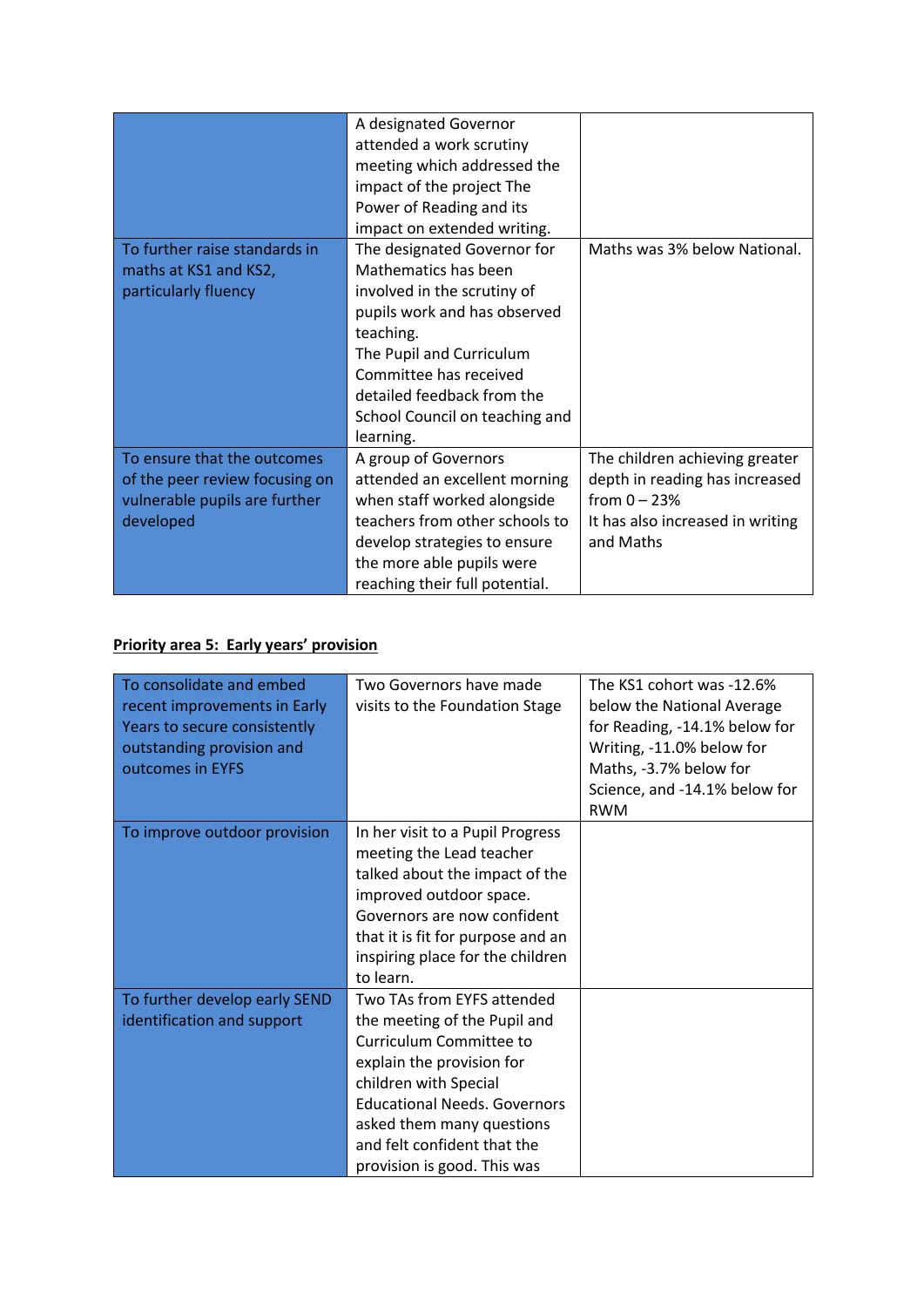|  |  |  |
|---|---|---|
|  | A designated Governor attended a work scrutiny meeting which addressed the impact of the project The Power of Reading and its impact on extended writing. |  |
| To further raise standards in maths at KS1 and KS2, particularly fluency | The designated Governor for Mathematics has been involved in the scrutiny of pupils work and has observed teaching.<br>The Pupil and Curriculum Committee has received detailed feedback from the School Council on teaching and learning. | Maths was 3% below National. |
| To ensure that the outcomes of the peer review focusing on vulnerable pupils are further developed | A group of Governors attended an excellent morning when staff worked alongside teachers from other schools to develop strategies to ensure the more able pupils were reaching their full potential. | The children achieving greater depth in reading has increased from 0 – 23%<br>It has also increased in writing and Maths |

**Priority area 5: Early years' provision**

|  |  |  |
|---|---|---|
| To consolidate and embed recent improvements in Early Years to secure consistently outstanding provision and outcomes in EYFS | Two Governors have made visits to the Foundation Stage | The KS1 cohort was -12.6% below the National Average for Reading, -14.1% below for Writing, -11.0% below for Maths, -3.7% below for Science, and -14.1% below for RWM |
| To improve outdoor provision | In her visit to a Pupil Progress meeting the Lead teacher talked about the impact of the improved outdoor space. Governors are now confident that it is fit for purpose and an inspiring place for the children to learn. |  |
| To further develop early SEND identification and support | Two TAs from EYFS attended the meeting of the Pupil and Curriculum Committee to explain the provision for children with Special Educational Needs. Governors asked them many questions and felt confident that the provision is good. This was |  |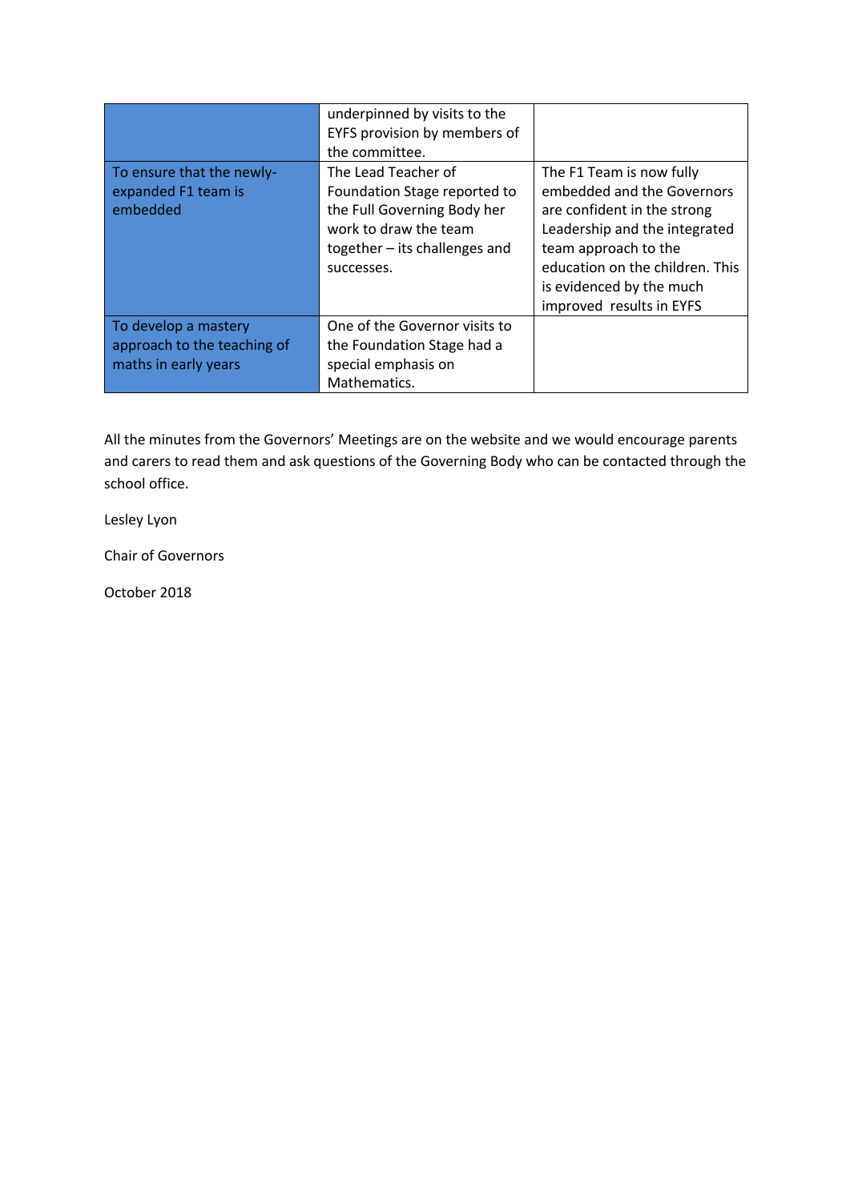| | | |
|---|---|---|
| | underpinned by visits to the EYFS provision by members of the committee. | |
| To ensure that the newly-expanded F1 team is embedded | The Lead Teacher of Foundation Stage reported to the Full Governing Body her work to draw the team together – its challenges and successes. | The F1 Team is now fully embedded and the Governors are confident in the strong Leadership and the integrated team approach to the education on the children. This is evidenced by the much improved results in EYFS |
| To develop a mastery approach to the teaching of maths in early years | One of the Governor visits to the Foundation Stage had a special emphasis on Mathematics. | |

All the minutes from the Governors' Meetings are on the website and we would encourage parents and carers to read them and ask questions of the Governing Body who can be contacted through the school office.

Lesley Lyon

Chair of Governors

October 2018